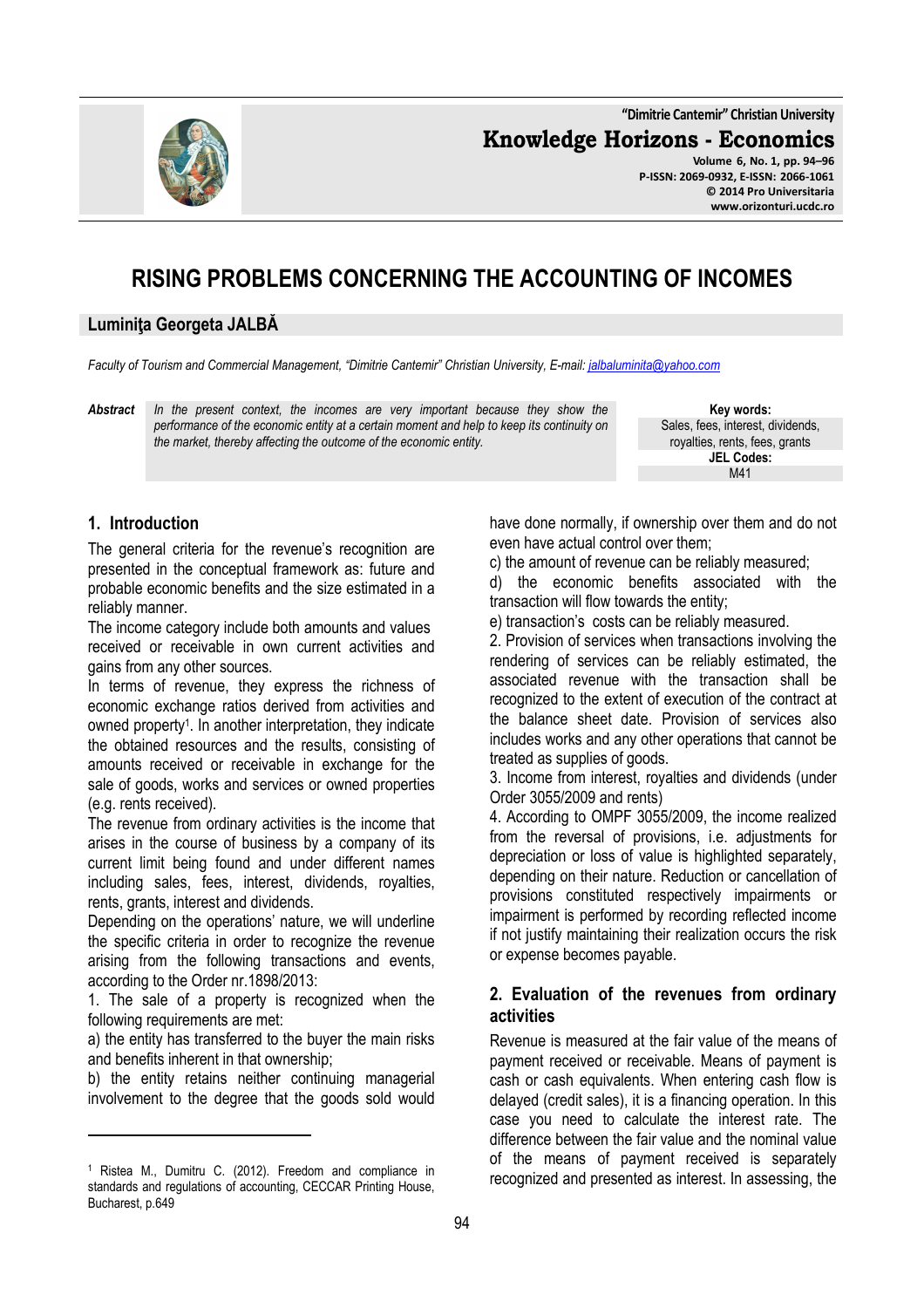# RISING PROBLEMS CONCERNING THE ACCOUNTING OF INCOMES

## Luminiţa Georgeta JALBĂ

*Faculty of Tourism and Commercial Management, "Dimitrie Cantemir" Christian University, E-mail: jalbaluminita@yahoo.com*

***Abstract*** *In the present context, the incomes are very important because they show the performance of the economic entity at a certain moment and help to keep its continuity on the market, thereby affecting the outcome of the economic entity.*

**Key words:**
Sales, fees, interest, dividends, royalties, rents, fees, grants

**JEL Codes:**
M41

## 1. Introduction

The general criteria for the revenue's recognition are presented in the conceptual framework as: future and probable economic benefits and the size estimated in a reliably manner.

The income category include both amounts and values received or receivable in own current activities and gains from any other sources.

In terms of revenue, they express the richness of economic exchange ratios derived from activities and owned property[1]. In another interpretation, they indicate the obtained resources and the results, consisting of amounts received or receivable in exchange for the sale of goods, works and services or owned properties (e.g. rents received).

The revenue from ordinary activities is the income that arises in the course of business by a company of its current limit being found and under different names including sales, fees, interest, dividends, royalties, rents, grants, interest and dividends.

Depending on the operations' nature, we will underline the specific criteria in order to recognize the revenue arising from the following transactions and events, according to the Order nr.1898/2013:

1. The sale of a property is recognized when the following requirements are met:

a) the entity has transferred to the buyer the main risks and benefits inherent in that ownership;

b) the entity retains neither continuing managerial involvement to the degree that the goods sold would have done normally, if ownership over them and do not even have actual control over them;

c) the amount of revenue can be reliably measured;

d) the economic benefits associated with the transaction will flow towards the entity;

e) transaction's costs can be reliably measured.

2. Provision of services when transactions involving the rendering of services can be reliably estimated, the associated revenue with the transaction shall be recognized to the extent of execution of the contract at the balance sheet date. Provision of services also includes works and any other operations that cannot be treated as supplies of goods.

3. Income from interest, royalties and dividends (under Order 3055/2009 and rents)

4. According to OMPF 3055/2009, the income realized from the reversal of provisions, i.e. adjustments for depreciation or loss of value is highlighted separately, depending on their nature. Reduction or cancellation of provisions constituted respectively impairments or impairment is performed by recording reflected income if not justify maintaining their realization occurs the risk or expense becomes payable.

## 2. Evaluation of the revenues from ordinary activities

Revenue is measured at the fair value of the means of payment received or receivable. Means of payment is cash or cash equivalents. When entering cash flow is delayed (credit sales), it is a financing operation. In this case you need to calculate the interest rate. The difference between the fair value and the nominal value of the means of payment received is separately recognized and presented as interest. In assessing, the

---

[1] Ristea M., Dumitru C. (2012). Freedom and compliance in standards and regulations of accounting, CECCAR Printing House, Bucharest, p.649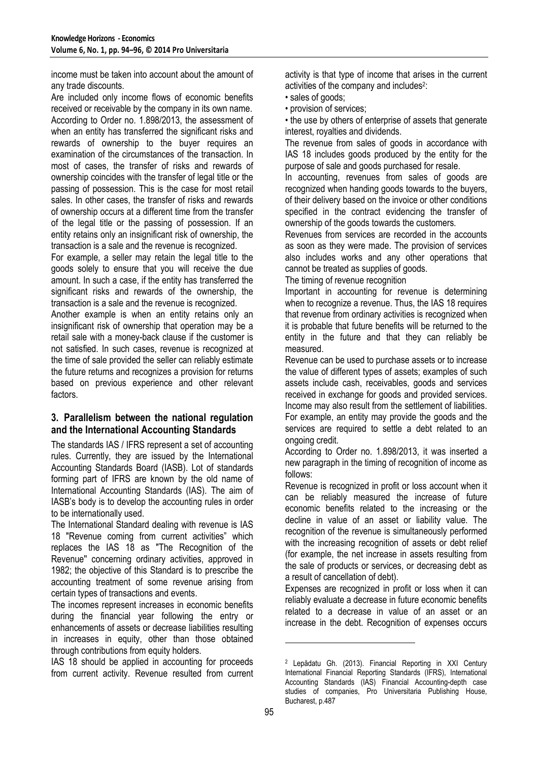income must be taken into account about the amount of any trade discounts.

Are included only income flows of economic benefits received or receivable by the company in its own name.

According to Order no. 1.898/2013, the assessment of when an entity has transferred the significant risks and rewards of ownership to the buyer requires an examination of the circumstances of the transaction. In most of cases, the transfer of risks and rewards of ownership coincides with the transfer of legal title or the passing of possession. This is the case for most retail sales. In other cases, the transfer of risks and rewards of ownership occurs at a different time from the transfer of the legal title or the passing of possession. If an entity retains only an insignificant risk of ownership, the transaction is a sale and the revenue is recognized.

For example, a seller may retain the legal title to the goods solely to ensure that you will receive the due amount. In such a case, if the entity has transferred the significant risks and rewards of the ownership, the transaction is a sale and the revenue is recognized.

Another example is when an entity retains only an insignificant risk of ownership that operation may be a retail sale with a money-back clause if the customer is not satisfied. In such cases, revenue is recognized at the time of sale provided the seller can reliably estimate the future returns and recognizes a provision for returns based on previous experience and other relevant factors.

## 3. Parallelism between the national regulation and the International Accounting Standards

The standards IAS / IFRS represent a set of accounting rules. Currently, they are issued by the International Accounting Standards Board (IASB). Lot of standards forming part of IFRS are known by the old name of International Accounting Standards (IAS). The aim of IASB's body is to develop the accounting rules in order to be internationally used.

The International Standard dealing with revenue is IAS 18 "Revenue coming from current activities" which replaces the IAS 18 as "The Recognition of the Revenue" concerning ordinary activities, approved in 1982; the objective of this Standard is to prescribe the accounting treatment of some revenue arising from certain types of transactions and events.

The incomes represent increases in economic benefits during the financial year following the entry or enhancements of assets or decrease liabilities resulting in increases in equity, other than those obtained through contributions from equity holders.

IAS 18 should be applied in accounting for proceeds from current activity. Revenue resulted from current activity is that type of income that arises in the current activities of the company and includes[2]:

- sales of goods;
- provision of services;
- the use by others of enterprise of assets that generate interest, royalties and dividends.

The revenue from sales of goods in accordance with IAS 18 includes goods produced by the entity for the purpose of sale and goods purchased for resale.

In accounting, revenues from sales of goods are recognized when handing goods towards to the buyers, of their delivery based on the invoice or other conditions specified in the contract evidencing the transfer of ownership of the goods towards the customers.

Revenues from services are recorded in the accounts as soon as they were made. The provision of services also includes works and any other operations that cannot be treated as supplies of goods.

The timing of revenue recognition

Important in accounting for revenue is determining when to recognize a revenue. Thus, the IAS 18 requires that revenue from ordinary activities is recognized when it is probable that future benefits will be returned to the entity in the future and that they can reliably be measured.

Revenue can be used to purchase assets or to increase the value of different types of assets; examples of such assets include cash, receivables, goods and services received in exchange for goods and provided services. Income may also result from the settlement of liabilities. For example, an entity may provide the goods and the services are required to settle a debt related to an ongoing credit.

According to Order no. 1.898/2013, it was inserted a new paragraph in the timing of recognition of income as follows:

Revenue is recognized in profit or loss account when it can be reliably measured the increase of future economic benefits related to the increasing or the decline in value of an asset or liability value. The recognition of the revenue is simultaneously performed with the increasing recognition of assets or debt relief (for example, the net increase in assets resulting from the sale of products or services, or decreasing debt as a result of cancellation of debt).

Expenses are recognized in profit or loss when it can reliably evaluate a decrease in future economic benefits related to a decrease in value of an asset or an increase in the debt. Recognition of expenses occurs

[2] Lepădatu Gh. (2013). Financial Reporting in XXI Century International Financial Reporting Standards (IFRS), International Accounting Standards (IAS) Financial Accounting-depth case studies of companies, Pro Universitaria Publishing House, Bucharest, p.487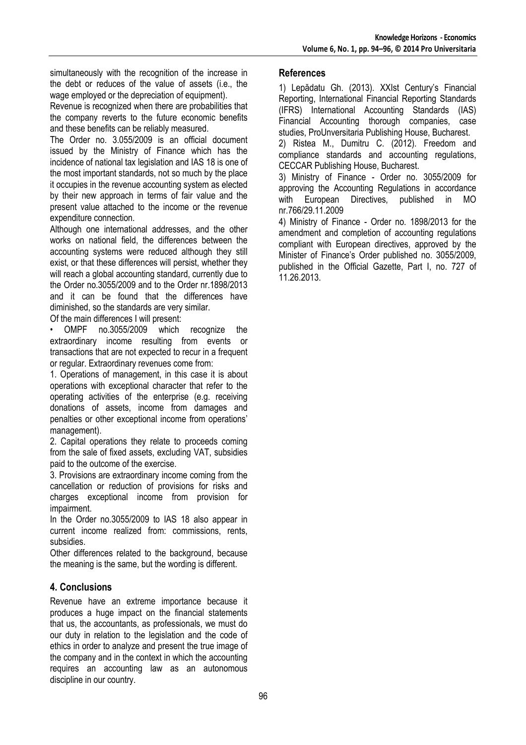simultaneously with the recognition of the increase in the debt or reduces of the value of assets (i.e., the wage employed or the depreciation of equipment).

Revenue is recognized when there are probabilities that the company reverts to the future economic benefits and these benefits can be reliably measured.

The Order no. 3.055/2009 is an official document issued by the Ministry of Finance which has the incidence of national tax legislation and IAS 18 is one of the most important standards, not so much by the place it occupies in the revenue accounting system as elected by their new approach in terms of fair value and the present value attached to the income or the revenue expenditure connection.

Although one international addresses, and the other works on national field, the differences between the accounting systems were reduced although they still exist, or that these differences will persist, whether they will reach a global accounting standard, currently due to the Order no.3055/2009 and to the Order nr.1898/2013 and it can be found that the differences have diminished, so the standards are very similar.

Of the main differences I will present:

• OMPF no.3055/2009 which recognize the extraordinary income resulting from events or transactions that are not expected to recur in a frequent or regular. Extraordinary revenues come from:

1. Operations of management, in this case it is about operations with exceptional character that refer to the operating activities of the enterprise (e.g. receiving donations of assets, income from damages and penalties or other exceptional income from operations' management).
2. Capital operations they relate to proceeds coming from the sale of fixed assets, excluding VAT, subsidies paid to the outcome of the exercise.
3. Provisions are extraordinary income coming from the cancellation or reduction of provisions for risks and charges exceptional income from provision for impairment.

In the Order no.3055/2009 to IAS 18 also appear in current income realized from: commissions, rents, subsidies.

Other differences related to the background, because the meaning is the same, but the wording is different.

## 4. Conclusions

Revenue have an extreme importance because it produces a huge impact on the financial statements that us, the accountants, as professionals, we must do our duty in relation to the legislation and the code of ethics in order to analyze and present the true image of the company and in the context in which the accounting requires an accounting law as an autonomous discipline in our country.

## References

1) Lepădatu Gh. (2013). XXIst Century's Financial Reporting, International Financial Reporting Standards (IFRS) International Accounting Standards (IAS) Financial Accounting thorough companies, case studies, ProUnversitaria Publishing House, Bucharest.

2) Ristea M., Dumitru C. (2012). Freedom and compliance standards and accounting regulations, CECCAR Publishing House, Bucharest.

3) Ministry of Finance - Order no. 3055/2009 for approving the Accounting Regulations in accordance with European Directives, published in MO nr.766/29.11.2009

4) Ministry of Finance - Order no. 1898/2013 for the amendment and completion of accounting regulations compliant with European directives, approved by the Minister of Finance's Order published no. 3055/2009, published in the Official Gazette, Part I, no. 727 of 11.26.2013.